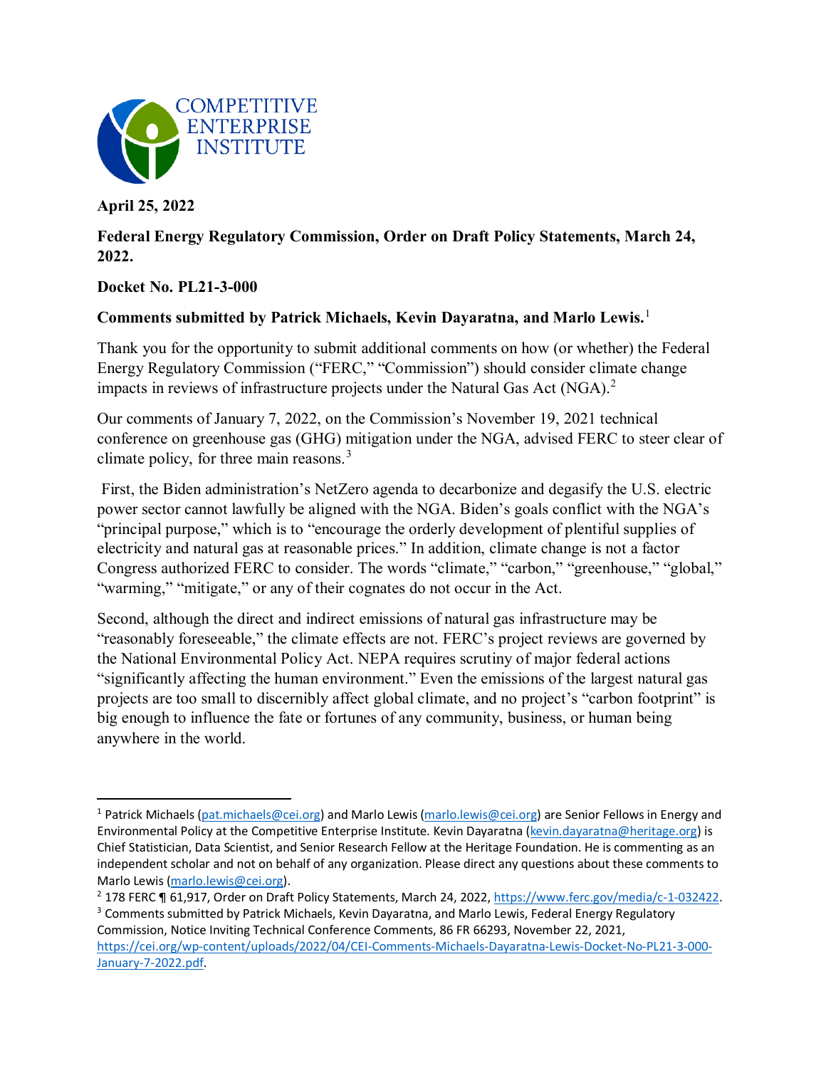COMPETITIVE ENTERPRISE INSTITUTE

**April 25, 2022**

**Federal Energy Regulatory Commission, Order on Draft Policy Statements, March 24, 2022.**

**Docket No. PL21-3-000**

**Comments submitted by Patrick Michaels, Kevin Dayaratna, and Marlo Lewis.**[1]

Thank you for the opportunity to submit additional comments on how (or whether) the Federal Energy Regulatory Commission ("FERC," "Commission") should consider climate change impacts in reviews of infrastructure projects under the Natural Gas Act (NGA).[2]

Our comments of January 7, 2022, on the Commission's November 19, 2021 technical conference on greenhouse gas (GHG) mitigation under the NGA, advised FERC to steer clear of climate policy, for three main reasons.[3]

First, the Biden administration's NetZero agenda to decarbonize and degasify the U.S. electric power sector cannot lawfully be aligned with the NGA. Biden's goals conflict with the NGA's "principal purpose," which is to "encourage the orderly development of plentiful supplies of electricity and natural gas at reasonable prices." In addition, climate change is not a factor Congress authorized FERC to consider. The words "climate," "carbon," "greenhouse," "global," "warming," "mitigate," or any of their cognates do not occur in the Act.

Second, although the direct and indirect emissions of natural gas infrastructure may be "reasonably foreseeable," the climate effects are not. FERC's project reviews are governed by the National Environmental Policy Act. NEPA requires scrutiny of major federal actions "significantly affecting the human environment." Even the emissions of the largest natural gas projects are too small to discernibly affect global climate, and no project's "carbon footprint" is big enough to influence the fate or fortunes of any community, business, or human being anywhere in the world.

---

[1] Patrick Michaels (pat.michaels@cei.org) and Marlo Lewis (marlo.lewis@cei.org) are Senior Fellows in Energy and Environmental Policy at the Competitive Enterprise Institute. Kevin Dayaratna (kevin.dayaratna@heritage.org) is Chief Statistician, Data Scientist, and Senior Research Fellow at the Heritage Foundation. He is commenting as an independent scholar and not on behalf of any organization. Please direct any questions about these comments to Marlo Lewis (marlo.lewis@cei.org).

[2] 178 FERC ¶ 61,917, Order on Draft Policy Statements, March 24, 2022, https://www.ferc.gov/media/c-1-032422.

[3] Comments submitted by Patrick Michaels, Kevin Dayaratna, and Marlo Lewis, Federal Energy Regulatory Commission, Notice Inviting Technical Conference Comments, 86 FR 66293, November 22, 2021, https://cei.org/wp-content/uploads/2022/04/CEI-Comments-Michaels-Dayaratna-Lewis-Docket-No-PL21-3-000-January-7-2022.pdf.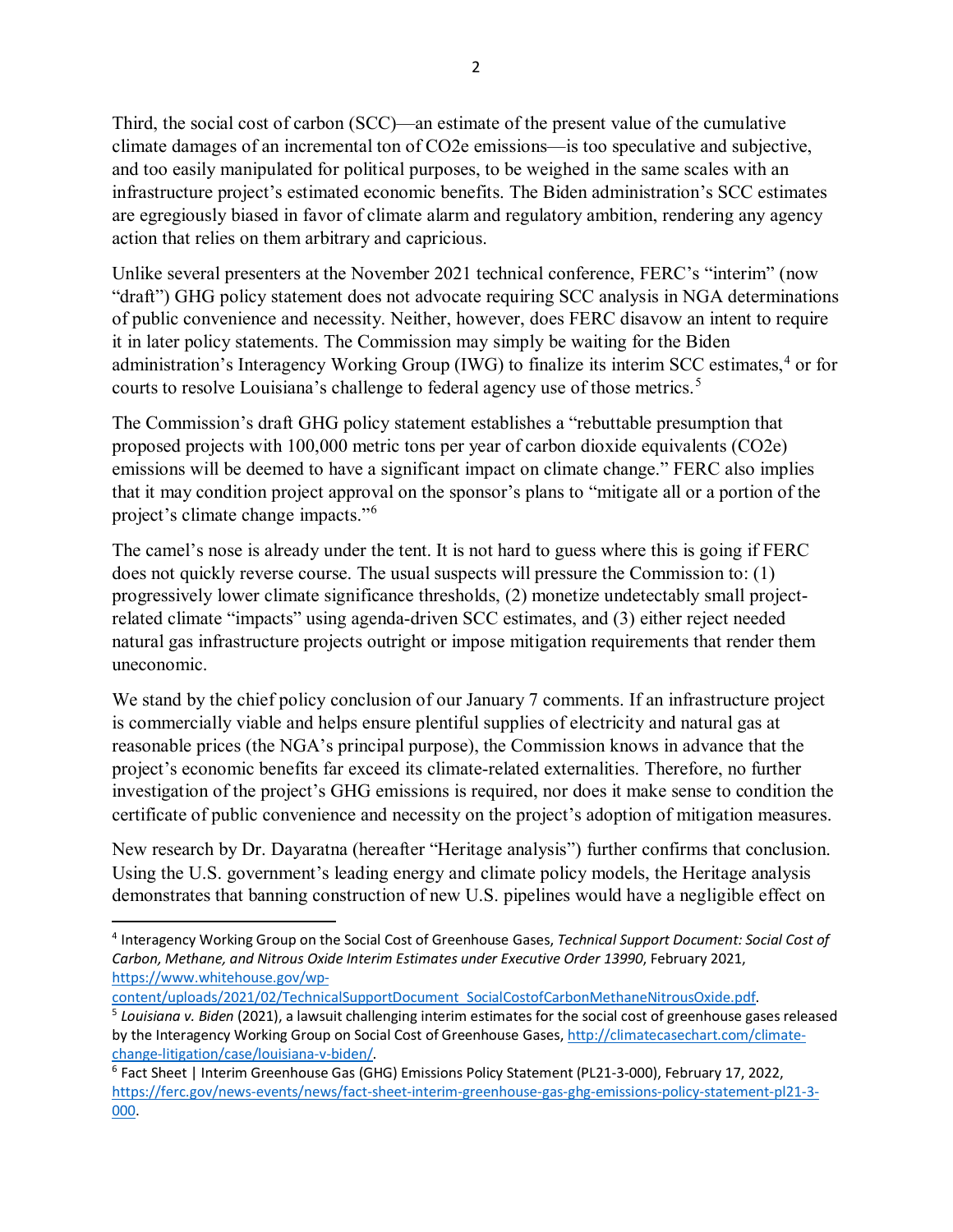Third, the social cost of carbon (SCC)—an estimate of the present value of the cumulative climate damages of an incremental ton of CO2e emissions—is too speculative and subjective, and too easily manipulated for political purposes, to be weighed in the same scales with an infrastructure project's estimated economic benefits. The Biden administration's SCC estimates are egregiously biased in favor of climate alarm and regulatory ambition, rendering any agency action that relies on them arbitrary and capricious.

Unlike several presenters at the November 2021 technical conference, FERC's "interim" (now "draft") GHG policy statement does not advocate requiring SCC analysis in NGA determinations of public convenience and necessity. Neither, however, does FERC disavow an intent to require it in later policy statements. The Commission may simply be waiting for the Biden administration's Interagency Working Group (IWG) to finalize its interim SCC estimates,[4] or for courts to resolve Louisiana's challenge to federal agency use of those metrics.[5]

The Commission's draft GHG policy statement establishes a "rebuttable presumption that proposed projects with 100,000 metric tons per year of carbon dioxide equivalents (CO2e) emissions will be deemed to have a significant impact on climate change." FERC also implies that it may condition project approval on the sponsor's plans to "mitigate all or a portion of the project's climate change impacts."[6]

The camel's nose is already under the tent. It is not hard to guess where this is going if FERC does not quickly reverse course. The usual suspects will pressure the Commission to: (1) progressively lower climate significance thresholds, (2) monetize undetectably small project-related climate "impacts" using agenda-driven SCC estimates, and (3) either reject needed natural gas infrastructure projects outright or impose mitigation requirements that render them uneconomic.

We stand by the chief policy conclusion of our January 7 comments. If an infrastructure project is commercially viable and helps ensure plentiful supplies of electricity and natural gas at reasonable prices (the NGA's principal purpose), the Commission knows in advance that the project's economic benefits far exceed its climate-related externalities. Therefore, no further investigation of the project's GHG emissions is required, nor does it make sense to condition the certificate of public convenience and necessity on the project's adoption of mitigation measures.

New research by Dr. Dayaratna (hereafter "Heritage analysis") further confirms that conclusion. Using the U.S. government's leading energy and climate policy models, the Heritage analysis demonstrates that banning construction of new U.S. pipelines would have a negligible effect on

---

[4] Interagency Working Group on the Social Cost of Greenhouse Gases, *Technical Support Document: Social Cost of Carbon, Methane, and Nitrous Oxide Interim Estimates under Executive Order 13990*, February 2021, https://www.whitehouse.gov/wp-content/uploads/2021/02/TechnicalSupportDocument_SocialCostofCarbonMethaneNitrousOxide.pdf.

[5] *Louisiana v. Biden* (2021), a lawsuit challenging interim estimates for the social cost of greenhouse gases released by the Interagency Working Group on Social Cost of Greenhouse Gases, http://climatecasechart.com/climate-change-litigation/case/louisiana-v-biden/.

[6] Fact Sheet | Interim Greenhouse Gas (GHG) Emissions Policy Statement (PL21-3-000), February 17, 2022, https://ferc.gov/news-events/news/fact-sheet-interim-greenhouse-gas-ghg-emissions-policy-statement-pl21-3-000.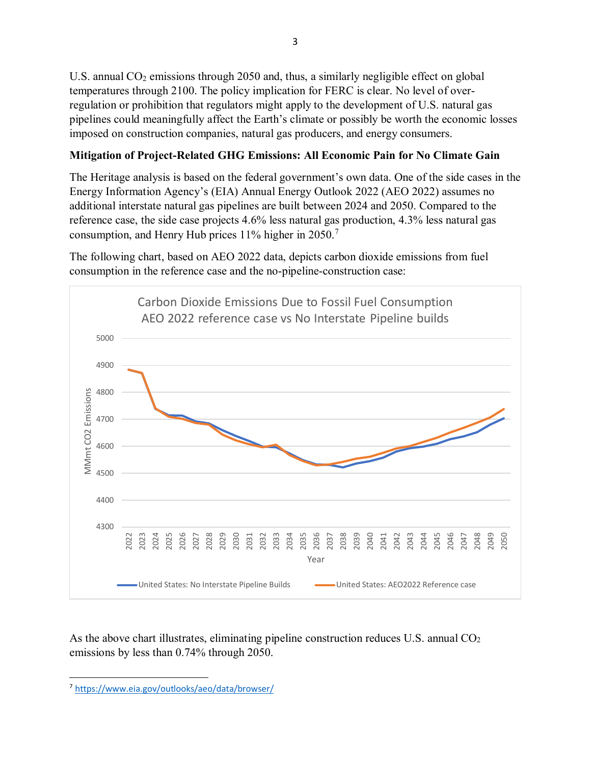U.S. annual $CO_2$ emissions through 2050 and, thus, a similarly negligible effect on global temperatures through 2100. The policy implication for FERC is clear. No level of over-regulation or prohibition that regulators might apply to the development of U.S. natural gas pipelines could meaningfully affect the Earth's climate or possibly be worth the economic losses imposed on construction companies, natural gas producers, and energy consumers.

**Mitigation of Project-Related GHG Emissions: All Economic Pain for No Climate Gain**

The Heritage analysis is based on the federal government's own data. One of the side cases in the Energy Information Agency's (EIA) Annual Energy Outlook 2022 (AEO 2022) assumes no additional interstate natural gas pipelines are built between 2024 and 2050. Compared to the reference case, the side case projects 4.6% less natural gas production, 4.3% less natural gas consumption, and Henry Hub prices 11% higher in 2050.[7]

The following chart, based on AEO 2022 data, depicts carbon dioxide emissions from fuel consumption in the reference case and the no-pipeline-construction case:

Carbon Dioxide Emissions Due to Fossil Fuel Consumption
AEO 2022 reference case vs No Interstate Pipeline builds

As the above chart illustrates, eliminating pipeline construction reduces U.S. annual $CO_2$ emissions by less than 0.74% through 2050.

[7] https://www.eia.gov/outlooks/aeo/data/browser/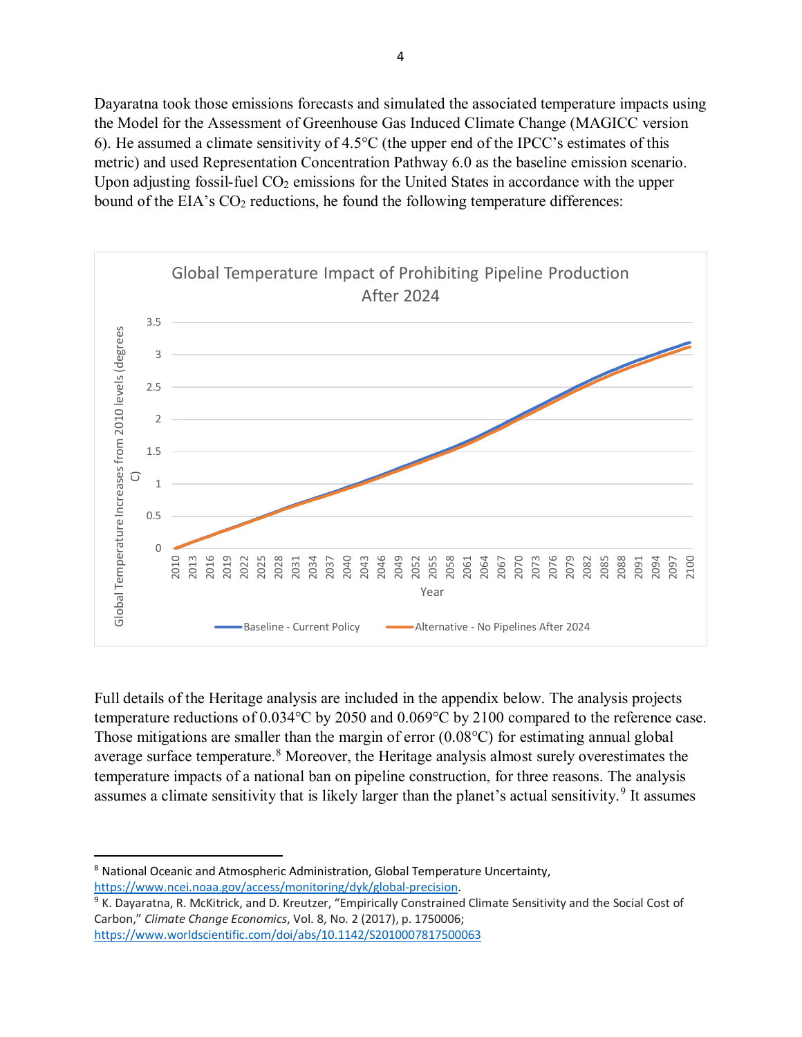Dayaratna took those emissions forecasts and simulated the associated temperature impacts using the Model for the Assessment of Greenhouse Gas Induced Climate Change (MAGICC version 6). He assumed a climate sensitivity of 4.5°C (the upper end of the IPCC's estimates of this metric) and used Representation Concentration Pathway 6.0 as the baseline emission scenario. Upon adjusting fossil-fuel $CO_2$ emissions for the United States in accordance with the upper bound of the EIA's $CO_2$ reductions, he found the following temperature differences:

Global Temperature Impact of Prohibiting Pipeline Production After 2024

Full details of the Heritage analysis are included in the appendix below. The analysis projects temperature reductions of 0.034°C by 2050 and 0.069°C by 2100 compared to the reference case. Those mitigations are smaller than the margin of error (0.08°C) for estimating annual global average surface temperature.[8] Moreover, the Heritage analysis almost surely overestimates the temperature impacts of a national ban on pipeline construction, for three reasons. The analysis assumes a climate sensitivity that is likely larger than the planet's actual sensitivity.[9] It assumes

---

[8] National Oceanic and Atmospheric Administration, Global Temperature Uncertainty, https://www.ncei.noaa.gov/access/monitoring/dyk/global-precision.

[9] K. Dayaratna, R. McKitrick, and D. Kreutzer, "Empirically Constrained Climate Sensitivity and the Social Cost of Carbon," *Climate Change Economics*, Vol. 8, No. 2 (2017), p. 1750006; https://www.worldscientific.com/doi/abs/10.1142/S2010007817500063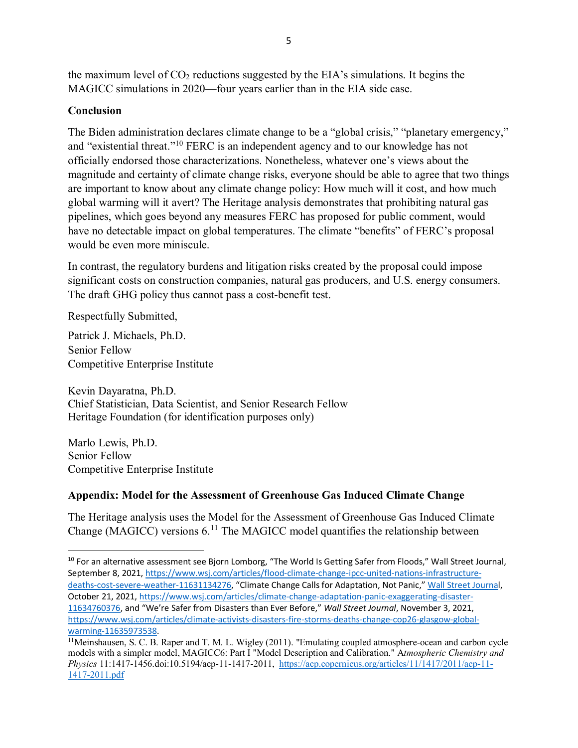the maximum level of $CO_2$ reductions suggested by the EIA's simulations. It begins the MAGICC simulations in 2020—four years earlier than in the EIA side case.

## Conclusion

The Biden administration declares climate change to be a "global crisis," "planetary emergency," and "existential threat."[10] FERC is an independent agency and to our knowledge has not officially endorsed those characterizations. Nonetheless, whatever one's views about the magnitude and certainty of climate change risks, everyone should be able to agree that two things are important to know about any climate change policy: How much will it cost, and how much global warming will it avert? The Heritage analysis demonstrates that prohibiting natural gas pipelines, which goes beyond any measures FERC has proposed for public comment, would have no detectable impact on global temperatures. The climate "benefits" of FERC's proposal would be even more miniscule.

In contrast, the regulatory burdens and litigation risks created by the proposal could impose significant costs on construction companies, natural gas producers, and U.S. energy consumers. The draft GHG policy thus cannot pass a cost-benefit test.

Respectfully Submitted,

Patrick J. Michaels, Ph.D.
Senior Fellow
Competitive Enterprise Institute

Kevin Dayaratna, Ph.D.
Chief Statistician, Data Scientist, and Senior Research Fellow
Heritage Foundation (for identification purposes only)

Marlo Lewis, Ph.D.
Senior Fellow
Competitive Enterprise Institute

## Appendix: Model for the Assessment of Greenhouse Gas Induced Climate Change

The Heritage analysis uses the Model for the Assessment of Greenhouse Gas Induced Climate Change (MAGICC) versions 6.[11] The MAGICC model quantifies the relationship between

---

[10] For an alternative assessment see Bjorn Lomborg, "The World Is Getting Safer from Floods," Wall Street Journal, September 8, 2021, https://www.wsj.com/articles/flood-climate-change-ipcc-united-nations-infrastructure-deaths-cost-severe-weather-11631134276, "Climate Change Calls for Adaptation, Not Panic," Wall Street Journal, October 21, 2021, https://www.wsj.com/articles/climate-change-adaptation-panic-exaggerating-disaster-11634760376, and "We're Safer from Disasters than Ever Before," *Wall Street Journal*, November 3, 2021, https://www.wsj.com/articles/climate-activists-disasters-fire-storms-deaths-change-cop26-glasgow-global-warming-11635973538.

[11] Meinshausen, S. C. B. Raper and T. M. L. Wigley (2011). "Emulating coupled atmosphere-ocean and carbon cycle models with a simpler model, MAGICC6: Part I "Model Description and Calibration." *Atmospheric Chemistry and Physics* 11:1417-1456.doi:10.5194/acp-11-1417-2011, https://acp.copernicus.org/articles/11/1417/2011/acp-11-1417-2011.pdf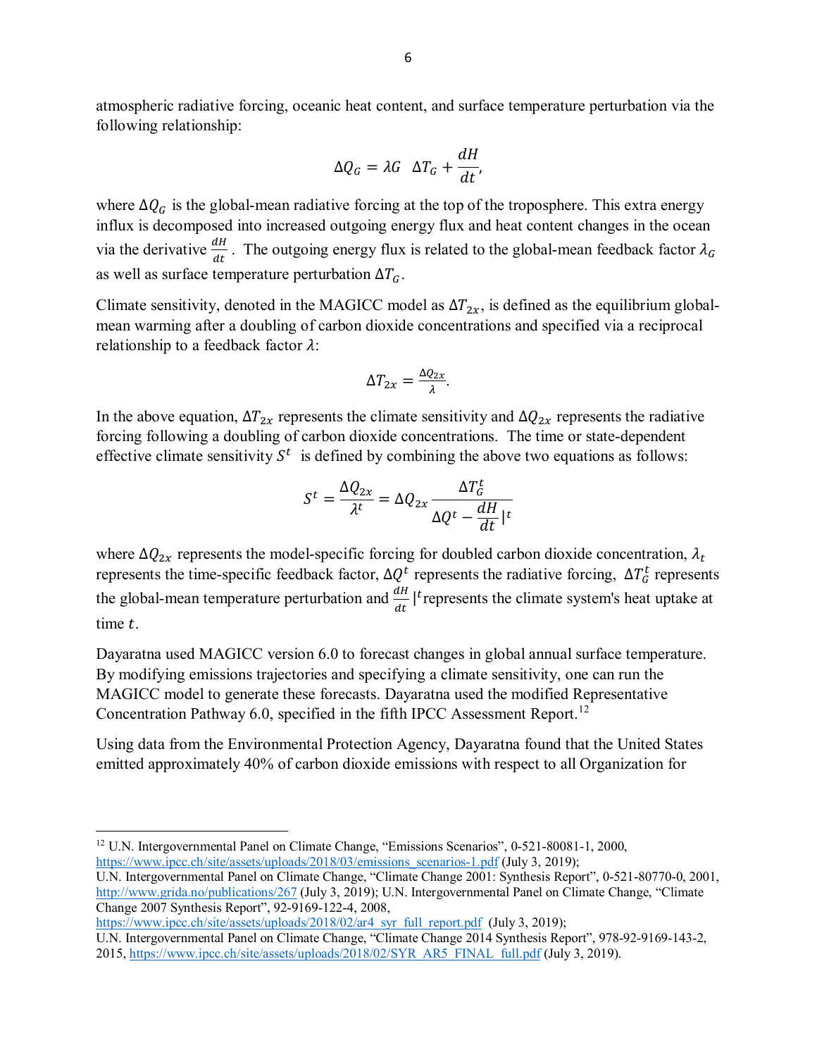atmospheric radiative forcing, oceanic heat content, and surface temperature perturbation via the following relationship:

$$\Delta Q_G = \lambda G \quad \Delta T_G + \frac{dH}{dt},$$

where $\Delta Q_G$ is the global-mean radiative forcing at the top of the troposphere. This extra energy influx is decomposed into increased outgoing energy flux and heat content changes in the ocean via the derivative $\frac{dH}{dt}$. The outgoing energy flux is related to the global-mean feedback factor $\lambda_G$ as well as surface temperature perturbation $\Delta T_G$.

Climate sensitivity, denoted in the MAGICC model as $\Delta T_{2x}$, is defined as the equilibrium global-mean warming after a doubling of carbon dioxide concentrations and specified via a reciprocal relationship to a feedback factor $\lambda$:

$$\Delta T_{2x} = \frac{\Delta Q_{2x}}{\lambda}.$$

In the above equation, $\Delta T_{2x}$ represents the climate sensitivity and $\Delta Q_{2x}$ represents the radiative forcing following a doubling of carbon dioxide concentrations. The time or state-dependent effective climate sensitivity $S^t$ is defined by combining the above two equations as follows:

$$S^t = \frac{\Delta Q_{2x}}{\lambda^t} = \Delta Q_{2x} \frac{\Delta T_G^t}{\Delta Q^t - \frac{dH}{dt}|^t}$$

where $\Delta Q_{2x}$ represents the model-specific forcing for doubled carbon dioxide concentration, $\lambda_t$ represents the time-specific feedback factor, $\Delta Q^t$ represents the radiative forcing, $\Delta T_G^t$ represents the global-mean temperature perturbation and $\frac{dH}{dt}|^t$ represents the climate system's heat uptake at time $t$.

Dayaratna used MAGICC version 6.0 to forecast changes in global annual surface temperature. By modifying emissions trajectories and specifying a climate sensitivity, one can run the MAGICC model to generate these forecasts. Dayaratna used the modified Representative Concentration Pathway 6.0, specified in the fifth IPCC Assessment Report.[12]

Using data from the Environmental Protection Agency, Dayaratna found that the United States emitted approximately 40% of carbon dioxide emissions with respect to all Organization for

---

[12] U.N. Intergovernmental Panel on Climate Change, "Emissions Scenarios", 0-521-80081-1, 2000, https://www.ipcc.ch/site/assets/uploads/2018/03/emissions_scenarios-1.pdf (July 3, 2019); U.N. Intergovernmental Panel on Climate Change, "Climate Change 2001: Synthesis Report", 0-521-80770-0, 2001, http://www.grida.no/publications/267 (July 3, 2019); U.N. Intergovernmental Panel on Climate Change, "Climate Change 2007 Synthesis Report", 92-9169-122-4, 2008, https://www.ipcc.ch/site/assets/uploads/2018/02/ar4_syr_full_report.pdf (July 3, 2019); U.N. Intergovernmental Panel on Climate Change, "Climate Change 2014 Synthesis Report", 978-92-9169-143-2, 2015, https://www.ipcc.ch/site/assets/uploads/2018/02/SYR_AR5_FINAL_full.pdf (July 3, 2019).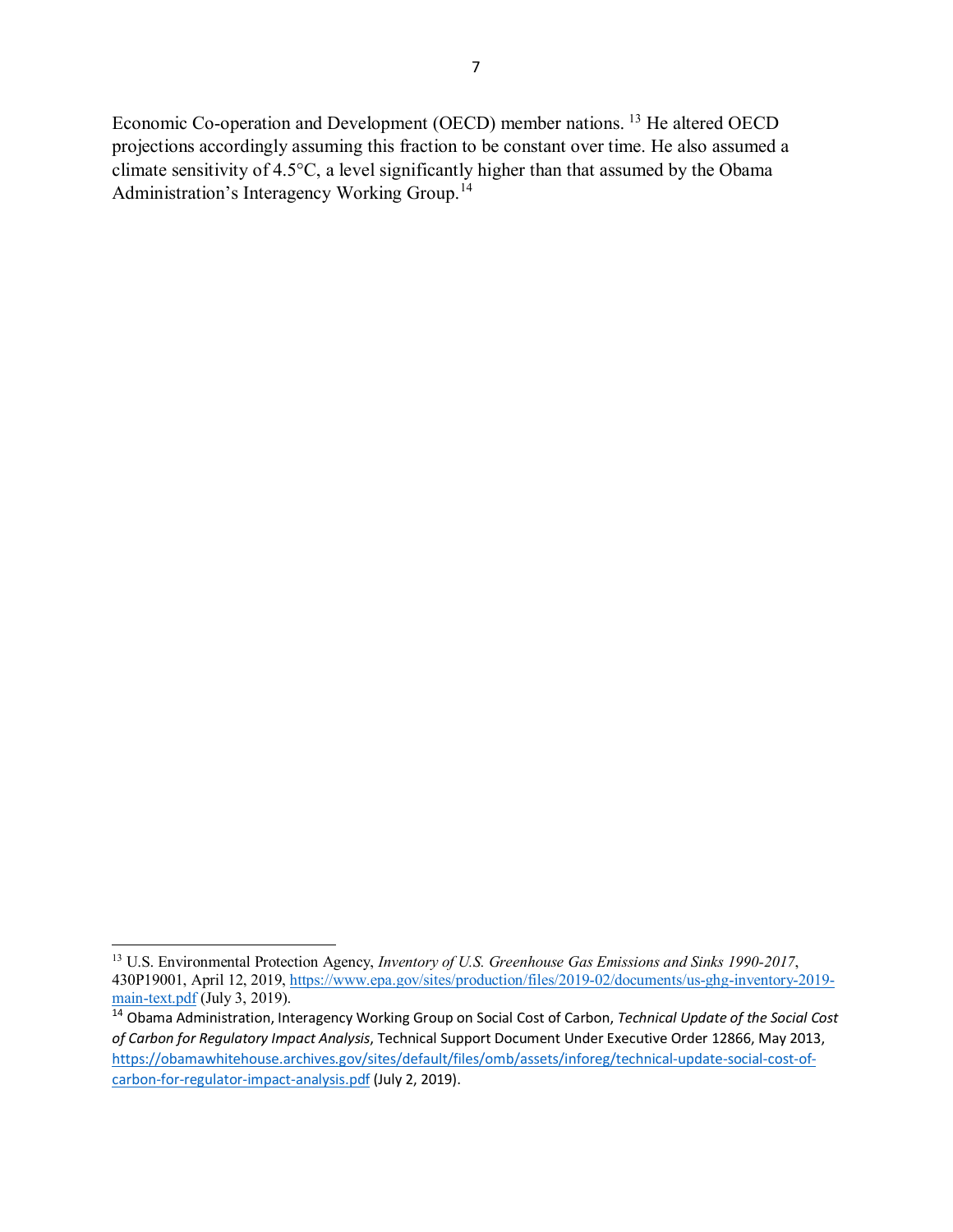Economic Co-operation and Development (OECD) member nations. [13] He altered OECD projections accordingly assuming this fraction to be constant over time. He also assumed a climate sensitivity of 4.5°C, a level significantly higher than that assumed by the Obama Administration's Interagency Working Group.[14]

---

[13] U.S. Environmental Protection Agency, *Inventory of U.S. Greenhouse Gas Emissions and Sinks 1990-2017*, 430P19001, April 12, 2019, https://www.epa.gov/sites/production/files/2019-02/documents/us-ghg-inventory-2019-main-text.pdf (July 3, 2019).

[14] Obama Administration, Interagency Working Group on Social Cost of Carbon, *Technical Update of the Social Cost of Carbon for Regulatory Impact Analysis*, Technical Support Document Under Executive Order 12866, May 2013, https://obamawhitehouse.archives.gov/sites/default/files/omb/assets/inforeg/technical-update-social-cost-of-carbon-for-regulator-impact-analysis.pdf (July 2, 2019).